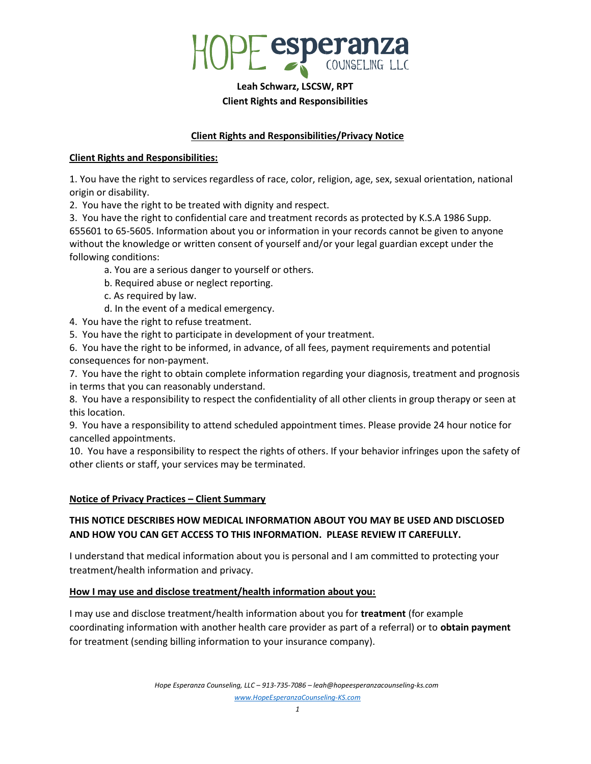# HOPE esperanza COUNSELING LLC

**Leah Schwarz, LSCSW, RPT**
**Client Rights and Responsibilities**

## Client Rights and Responsibilities/Privacy Notice

### Client Rights and Responsibilities:

1. You have the right to services regardless of race, color, religion, age, sex, sexual orientation, national origin or disability.
2. You have the right to be treated with dignity and respect.
3. You have the right to confidential care and treatment records as protected by K.S.A 1986 Supp. 655601 to 65-5605. Information about you or information in your records cannot be given to anyone without the knowledge or written consent of yourself and/or your legal guardian except under the following conditions:
   a. You are a serious danger to yourself or others.
   b. Required abuse or neglect reporting.
   c. As required by law.
   d. In the event of a medical emergency.
4. You have the right to refuse treatment.
5. You have the right to participate in development of your treatment.
6. You have the right to be informed, in advance, of all fees, payment requirements and potential consequences for non-payment.
7. You have the right to obtain complete information regarding your diagnosis, treatment and prognosis in terms that you can reasonably understand.
8. You have a responsibility to respect the confidentiality of all other clients in group therapy or seen at this location.
9. You have a responsibility to attend scheduled appointment times. Please provide 24 hour notice for cancelled appointments.
10. You have a responsibility to respect the rights of others. If your behavior infringes upon the safety of other clients or staff, your services may be terminated.

### Notice of Privacy Practices – Client Summary

**THIS NOTICE DESCRIBES HOW MEDICAL INFORMATION ABOUT YOU MAY BE USED AND DISCLOSED AND HOW YOU CAN GET ACCESS TO THIS INFORMATION. PLEASE REVIEW IT CAREFULLY.**

I understand that medical information about you is personal and I am committed to protecting your treatment/health information and privacy.

### How I may use and disclose treatment/health information about you:

I may use and disclose treatment/health information about you for **treatment** (for example coordinating information with another health care provider as part of a referral) or to **obtain payment** for treatment (sending billing information to your insurance company).

*Hope Esperanza Counseling, LLC – 913-735-7086 – leah@hopeesperanzacounseling-ks.com*
*www.HopeEsperanzaCounseling-KS.com*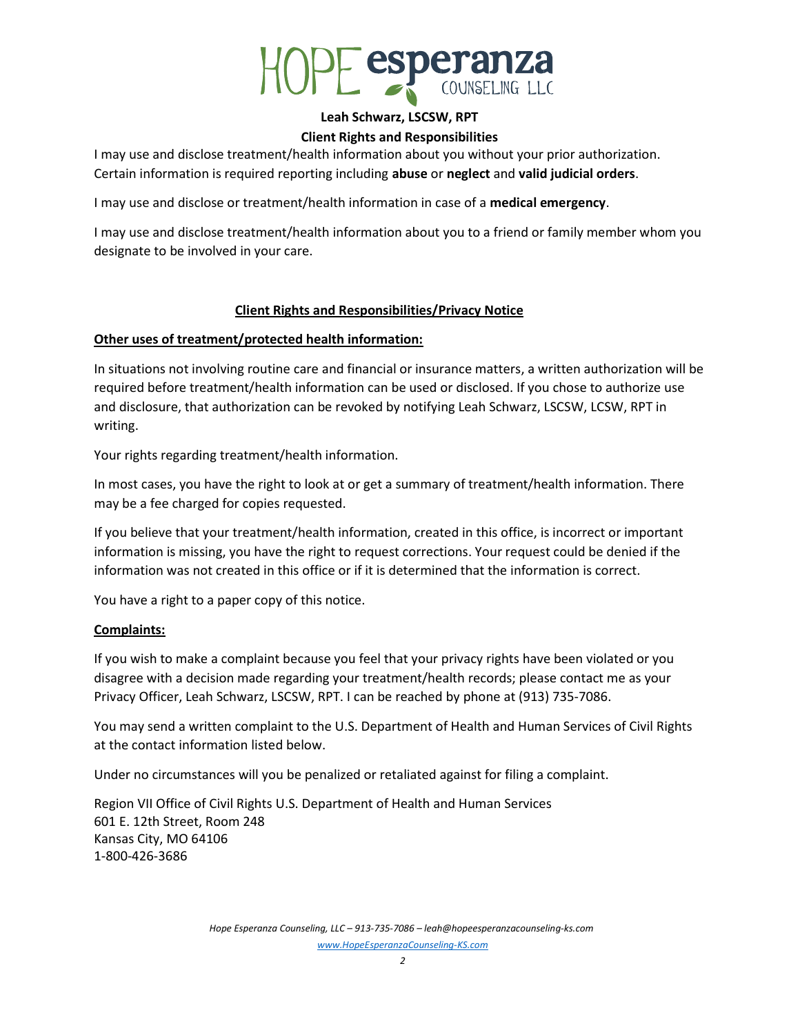**Leah Schwarz, LSCSW, RPT**

**Client Rights and Responsibilities**

I may use and disclose treatment/health information about you without your prior authorization. Certain information is required reporting including **abuse** or **neglect** and **valid judicial orders**.

I may use and disclose or treatment/health information in case of a **medical emergency**.

I may use and disclose treatment/health information about you to a friend or family member whom you designate to be involved in your care.

## Client Rights and Responsibilities/Privacy Notice

### Other uses of treatment/protected health information:

In situations not involving routine care and financial or insurance matters, a written authorization will be required before treatment/health information can be used or disclosed. If you chose to authorize use and disclosure, that authorization can be revoked by notifying Leah Schwarz, LSCSW, LCSW, RPT in writing.

Your rights regarding treatment/health information.

In most cases, you have the right to look at or get a summary of treatment/health information. There may be a fee charged for copies requested.

If you believe that your treatment/health information, created in this office, is incorrect or important information is missing, you have the right to request corrections. Your request could be denied if the information was not created in this office or if it is determined that the information is correct.

You have a right to a paper copy of this notice.

### Complaints:

If you wish to make a complaint because you feel that your privacy rights have been violated or you disagree with a decision made regarding your treatment/health records; please contact me as your Privacy Officer, Leah Schwarz, LSCSW, RPT. I can be reached by phone at (913) 735-7086.

You may send a written complaint to the U.S. Department of Health and Human Services of Civil Rights at the contact information listed below.

Under no circumstances will you be penalized or retaliated against for filing a complaint.

Region VII Office of Civil Rights U.S. Department of Health and Human Services
601 E. 12th Street, Room 248
Kansas City, MO 64106
1-800-426-3686